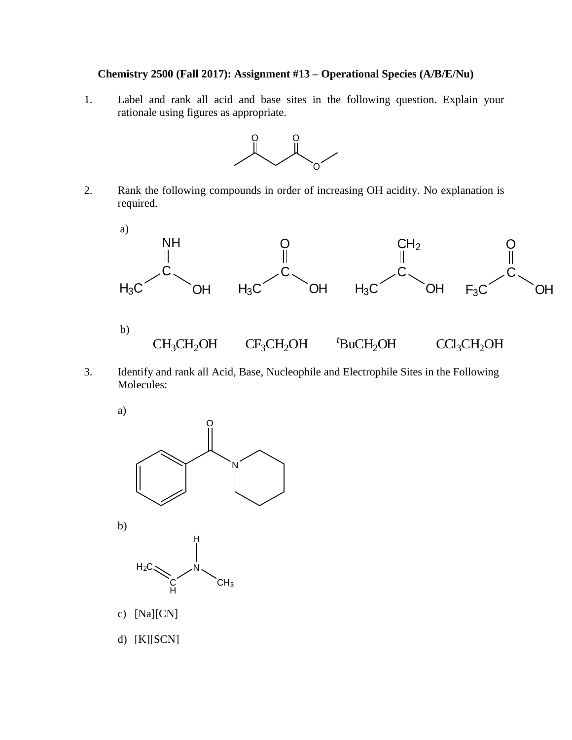**Chemistry 2500 (Fall 2017): Assignment #13 – Operational Species (A/B/E/Nu)**

1. Label and rank all acid and base sites in the following question. Explain your rationale using figures as appropriate.

2. Rank the following compounds in order of increasing OH acidity. No explanation is required.

   a) $H_3C$–C(=NH)–OH &nbsp;&nbsp;&nbsp; $H_3C$–C(=O)–OH &nbsp;&nbsp;&nbsp; $H_3C$–C(=$CH_2$)–OH &nbsp;&nbsp;&nbsp; $F_3C$–C(=O)–OH

   b) $CH_3CH_2OH$ &nbsp;&nbsp;&nbsp; $CF_3CH_2OH$ &nbsp;&nbsp;&nbsp; ${}^{t}BuCH_2OH$ &nbsp;&nbsp;&nbsp; $CCl_3CH_2OH$

3. Identify and rank all Acid, Base, Nucleophile and Electrophile Sites in the Following Molecules:

   a)

   b) $H_2C$=CH–N(H)–$CH_3$

   c) [Na][CN]

   d) [K][SCN]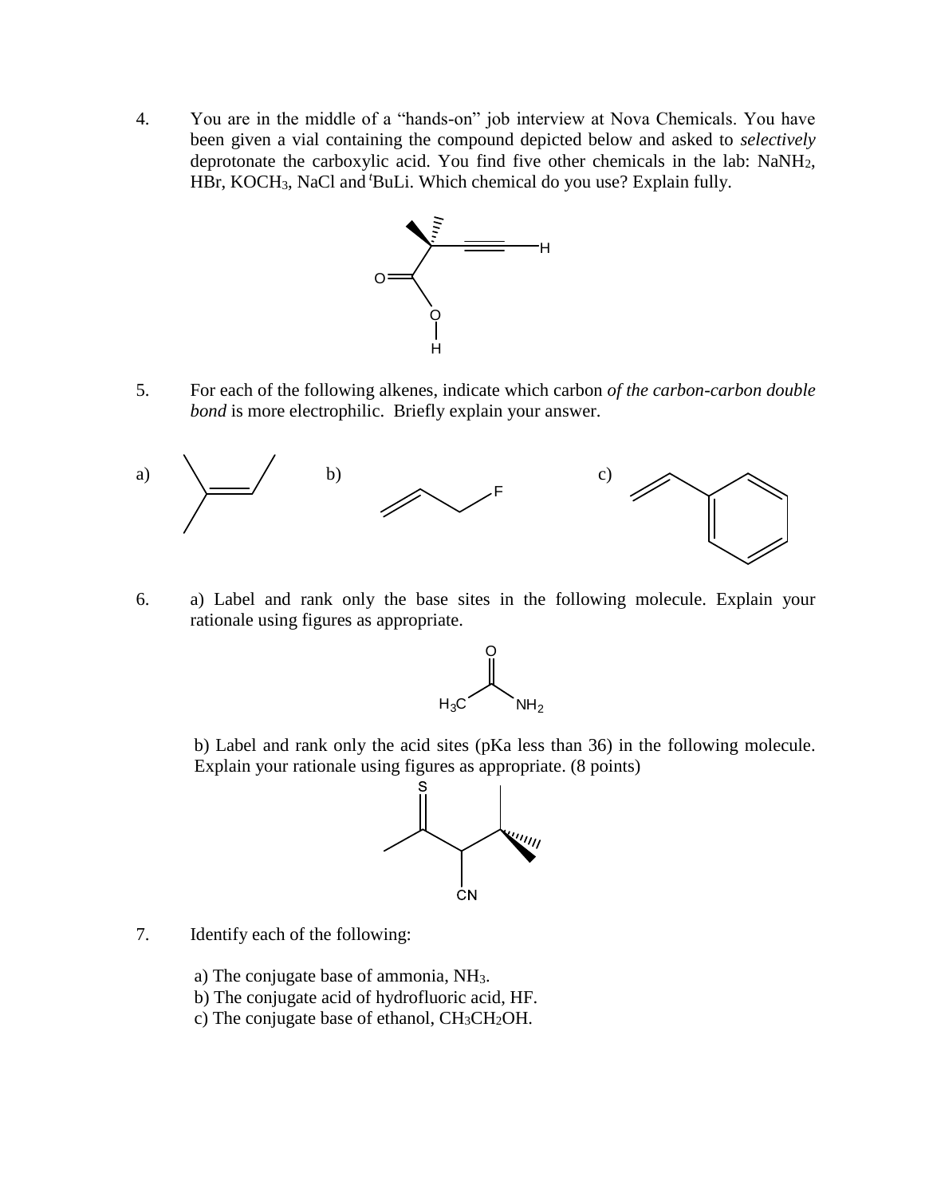4. You are in the middle of a "hands-on" job interview at Nova Chemicals. You have been given a vial containing the compound depicted below and asked to *selectively* deprotonate the carboxylic acid. You find five other chemicals in the lab: $NaNH_2$, HBr, $KOCH_3$, NaCl and $^t$BuLi. Which chemical do you use? Explain fully.

5. For each of the following alkenes, indicate which carbon *of the carbon-carbon double bond* is more electrophilic. Briefly explain your answer.

a)

b)

c)

6. a) Label and rank only the base sites in the following molecule. Explain your rationale using figures as appropriate.

b) Label and rank only the acid sites (pKa less than 36) in the following molecule. Explain your rationale using figures as appropriate. (8 points)

7. Identify each of the following:

a) The conjugate base of ammonia, $NH_3$.
b) The conjugate acid of hydrofluoric acid, HF.
c) The conjugate base of ethanol, $CH_3CH_2OH$.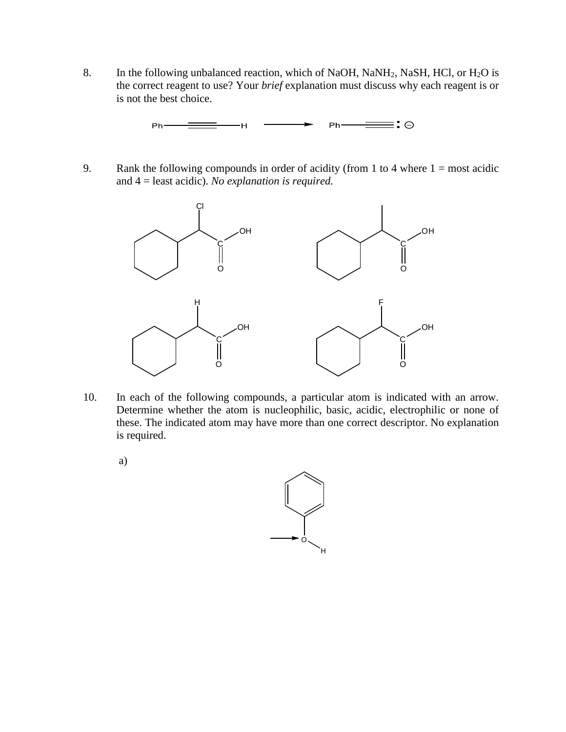8. In the following unbalanced reaction, which of NaOH, $NaNH_2$, NaSH, HCl, or $H_2O$ is the correct reagent to use? Your *brief* explanation must discuss why each reagent is or is not the best choice.

$$Ph-C\equiv C-H \longrightarrow Ph-C\equiv C:^{\ominus}$$

9. Rank the following compounds in order of acidity (from 1 to 4 where 1 = most acidic and 4 = least acidic). *No explanation is required.*

10. In each of the following compounds, a particular atom is indicated with an arrow. Determine whether the atom is nucleophilic, basic, acidic, electrophilic or none of these. The indicated atom may have more than one correct descriptor. No explanation is required.

a)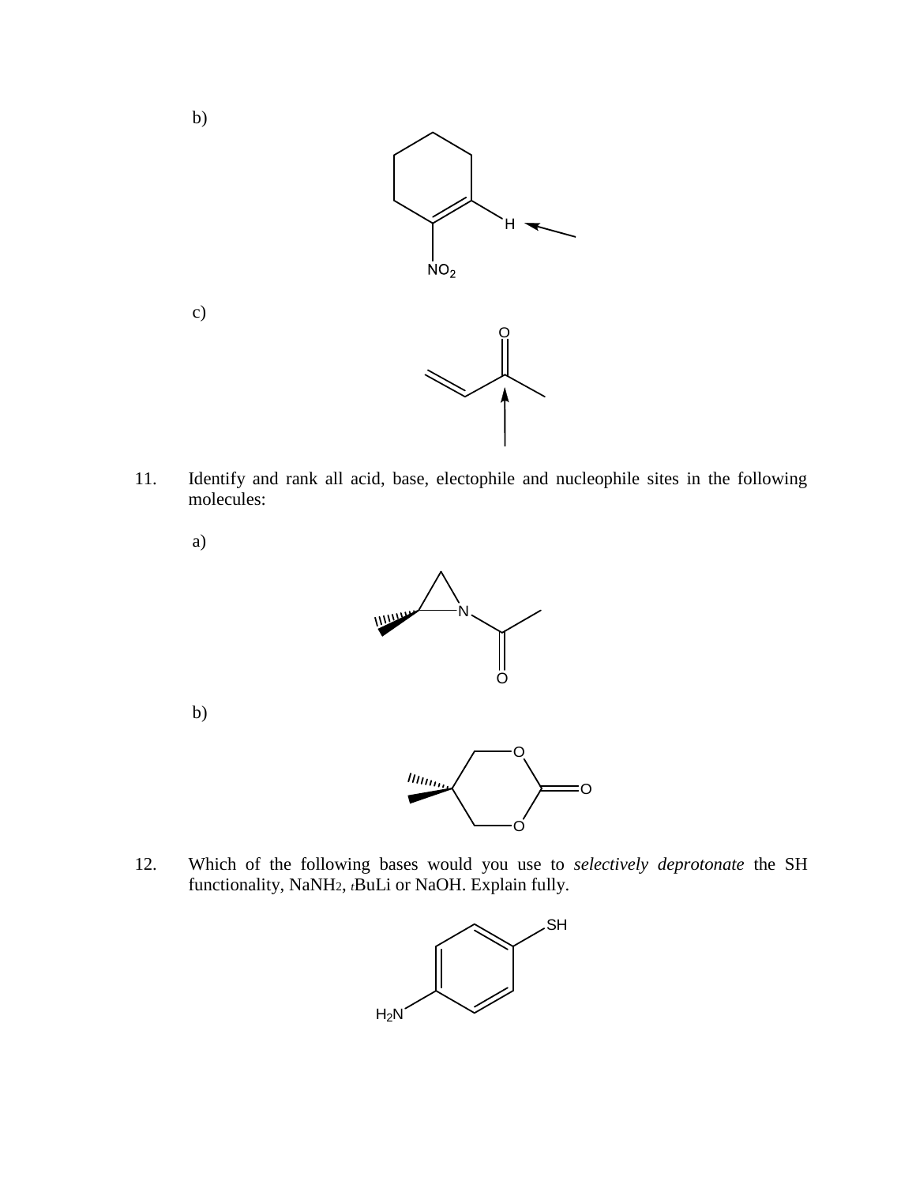b)

c)

11. Identify and rank all acid, base, electophile and nucleophile sites in the following molecules:

a)

b)

12. Which of the following bases would you use to *selectively deprotonate* the SH functionality, $NaNH_2$, *t*BuLi or NaOH. Explain fully.